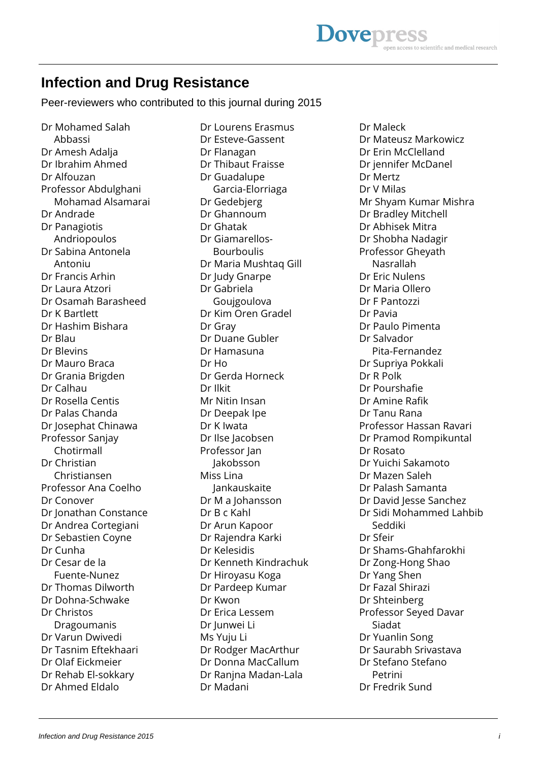# Infection and Drug Resistance

Peer-reviewers who contributed to this journal during 2015

Dr Mohamed Salah Abbassi
Dr Amesh Adalja
Dr Ibrahim Ahmed
Dr Alfouzan
Professor Abdulghani Mohamad Alsamarai
Dr Andrade
Dr Panagiotis Andriopoulos
Dr Sabina Antonela Antoniu
Dr Francis Arhin
Dr Laura Atzori
Dr Osamah Barasheed
Dr K Bartlett
Dr Hashim Bishara
Dr Blau
Dr Blevins
Dr Mauro Braca
Dr Grania Brigden
Dr Calhau
Dr Rosella Centis
Dr Palas Chanda
Dr Josephat Chinawa
Professor Sanjay Chotirmall
Dr Christian Christiansen
Professor Ana Coelho
Dr Conover
Dr Jonathan Constance
Dr Andrea Cortegiani
Dr Sebastien Coyne
Dr Cunha
Dr Cesar de la Fuente-Nunez
Dr Thomas Dilworth
Dr Dohna-Schwake
Dr Christos Dragoumanis
Dr Varun Dwivedi
Dr Tasnim Eftekhaari
Dr Olaf Eickmeier
Dr Rehab El-sokkary
Dr Ahmed Eldalo
Dr Lourens Erasmus
Dr Esteve-Gassent
Dr Flanagan
Dr Thibaut Fraisse
Dr Guadalupe Garcia-Elorriaga
Dr Gedebjerg
Dr Ghannoum
Dr Ghatak
Dr Giamarellos-Bourboulis
Dr Maria Mushtaq Gill
Dr Judy Gnarpe
Dr Gabriela Goujgoulova
Dr Kim Oren Gradel
Dr Gray
Dr Duane Gubler
Dr Hamasuna
Dr Ho
Dr Gerda Horneck
Dr Ilkit
Mr Nitin Insan
Dr Deepak Ipe
Dr K Iwata
Dr Ilse Jacobsen
Professor Jan Jakobsson
Miss Lina Jankauskaite
Dr M a Johansson
Dr B c Kahl
Dr Arun Kapoor
Dr Rajendra Karki
Dr Kelesidis
Dr Kenneth Kindrachuk
Dr Hiroyasu Koga
Dr Pardeep Kumar
Dr Kwon
Dr Erica Lessem
Dr Junwei Li
Ms Yuju Li
Dr Rodger MacArthur
Dr Donna MacCallum
Dr Ranjna Madan-Lala
Dr Madani
Dr Maleck
Dr Mateusz Markowicz
Dr Erin McClelland
Dr jennifer McDanel
Dr Mertz
Dr V Milas
Mr Shyam Kumar Mishra
Dr Bradley Mitchell
Dr Abhisek Mitra
Dr Shobha Nadagir
Professor Gheyath Nasrallah
Dr Eric Nulens
Dr Maria Ollero
Dr F Pantozzi
Dr Pavia
Dr Paulo Pimenta
Dr Salvador Pita-Fernandez
Dr Supriya Pokkali
Dr R Polk
Dr Pourshafie
Dr Amine Rafik
Dr Tanu Rana
Professor Hassan Ravari
Dr Pramod Rompikuntal
Dr Rosato
Dr Yuichi Sakamoto
Dr Mazen Saleh
Dr Palash Samanta
Dr David Jesse Sanchez
Dr Sidi Mohammed Lahbib Seddiki
Dr Sfeir
Dr Shams-Ghahfarokhi
Dr Zong-Hong Shao
Dr Yang Shen
Dr Fazal Shirazi
Dr Shteinberg
Professor Seyed Davar Siadat
Dr Yuanlin Song
Dr Saurabh Srivastava
Dr Stefano Stefano Petrini
Dr Fredrik Sund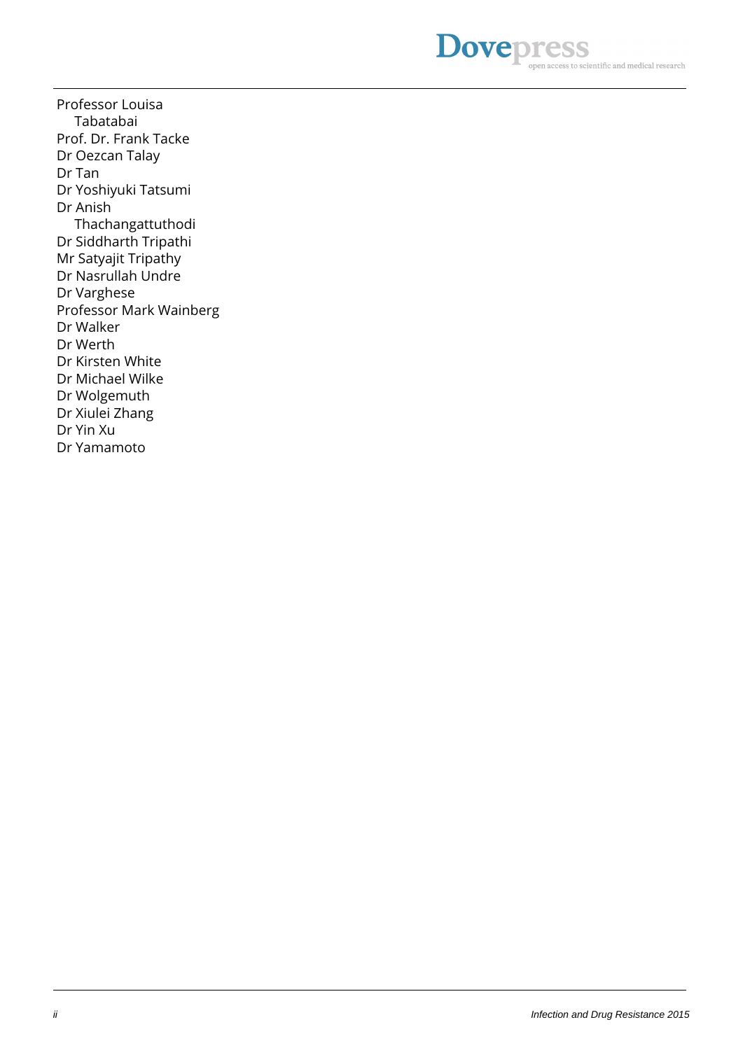Professor Louisa Tabatabai
Prof. Dr. Frank Tacke
Dr Oezcan Talay
Dr Tan
Dr Yoshiyuki Tatsumi
Dr Anish Thachangattuthodi
Dr Siddharth Tripathi
Mr Satyajit Tripathy
Dr Nasrullah Undre
Dr Varghese
Professor Mark Wainberg
Dr Walker
Dr Werth
Dr Kirsten White
Dr Michael Wilke
Dr Wolgemuth
Dr Xiulei Zhang
Dr Yin Xu
Dr Yamamoto